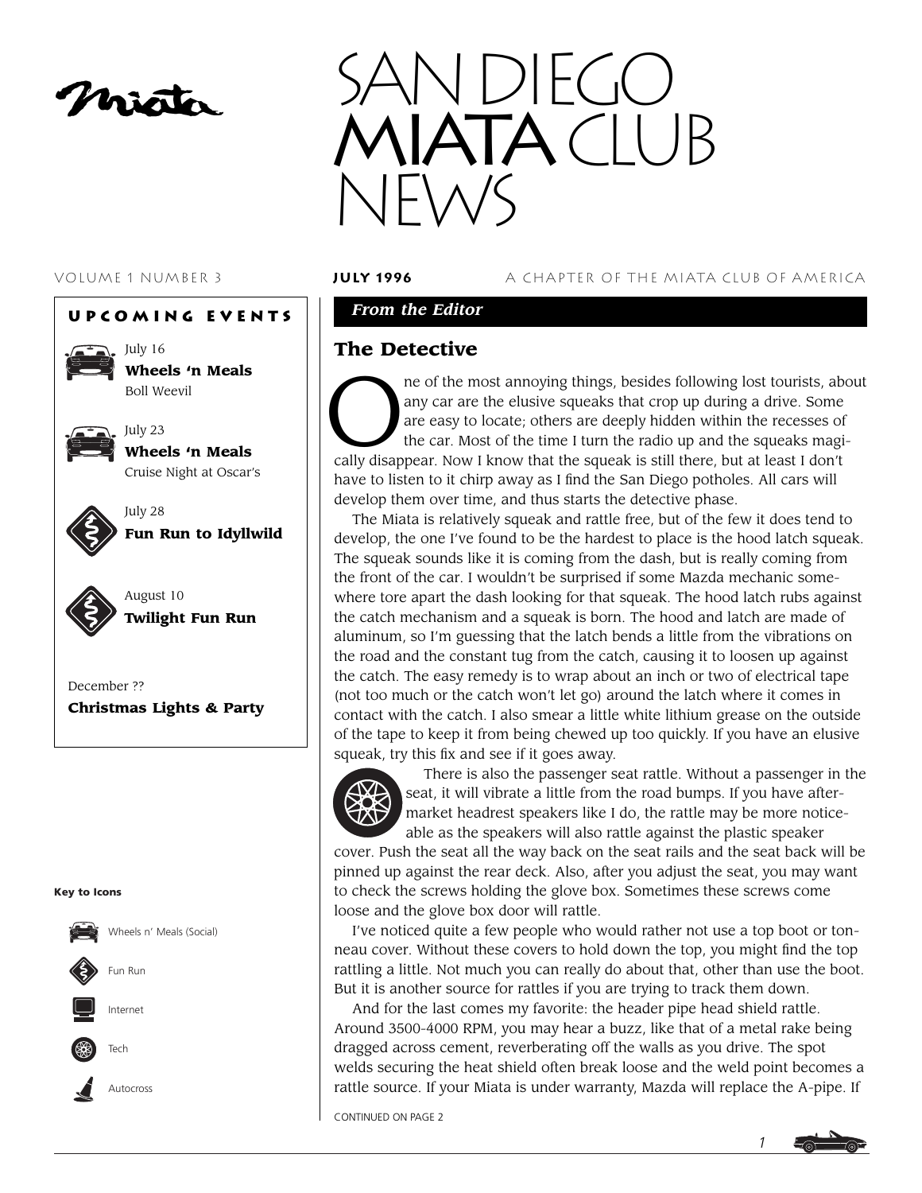# SAN DIEGO MIATA CLUB NEWS

VOLUME 1 NUMBER 3 **JULY 1996** A CHAPTER OF THE MIATA CLUB OF AMERICA

## UPCOMING EVENTS

July 16
**Wheels 'n Meals**
Boll Weevil

July 23
**Wheels 'n Meals**
Cruise Night at Oscar's

July 28
**Fun Run to Idyllwild**

August 10
**Twilight Fun Run**

December ??
**Christmas Lights & Party**

**Key to Icons**

- Wheels n' Meals (Social)
- Fun Run
- Internet
- Tech
- Autocross

***From the Editor***

## The Detective

One of the most annoying things, besides following lost tourists, about any car are the elusive squeaks that crop up during a drive. Some are easy to locate; others are deeply hidden within the recesses of the car. Most of the time I turn the radio up and the squeaks magically disappear. Now I know that the squeak is still there, but at least I don't have to listen to it chirp away as I find the San Diego potholes. All cars will develop them over time, and thus starts the detective phase.

The Miata is relatively squeak and rattle free, but of the few it does tend to develop, the one I've found to be the hardest to place is the hood latch squeak. The squeak sounds like it is coming from the dash, but is really coming from the front of the car. I wouldn't be surprised if some Mazda mechanic somewhere tore apart the dash looking for that squeak. The hood latch rubs against the catch mechanism and a squeak is born. The hood and latch are made of aluminum, so I'm guessing that the latch bends a little from the vibrations on the road and the constant tug from the catch, causing it to loosen up against the catch. The easy remedy is to wrap about an inch or two of electrical tape (not too much or the catch won't let go) around the latch where it comes in contact with the catch. I also smear a little white lithium grease on the outside of the tape to keep it from being chewed up too quickly. If you have an elusive squeak, try this fix and see if it goes away.

There is also the passenger seat rattle. Without a passenger in the seat, it will vibrate a little from the road bumps. If you have aftermarket headrest speakers like I do, the rattle may be more noticeable as the speakers will also rattle against the plastic speaker cover. Push the seat all the way back on the seat rails and the seat back will be pinned up against the rear deck. Also, after you adjust the seat, you may want to check the screws holding the glove box. Sometimes these screws come loose and the glove box door will rattle.

I've noticed quite a few people who would rather not use a top boot or tonneau cover. Without these covers to hold down the top, you might find the top rattling a little. Not much you can really do about that, other than use the boot. But it is another source for rattles if you are trying to track them down.

And for the last comes my favorite: the header pipe head shield rattle. Around 3500-4000 RPM, you may hear a buzz, like that of a metal rake being dragged across cement, reverberating off the walls as you drive. The spot welds securing the heat shield often break loose and the weld point becomes a rattle source. If your Miata is under warranty, Mazda will replace the A-pipe. If

CONTINUED ON PAGE 2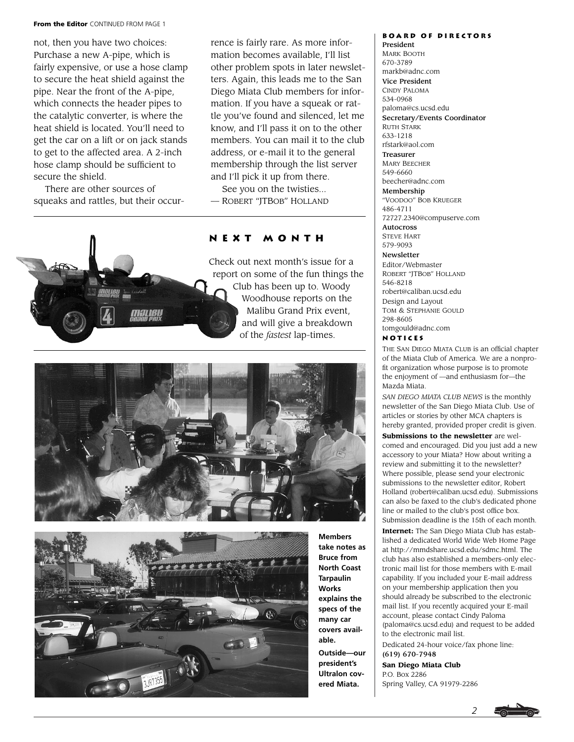**From the Editor** CONTINUED FROM PAGE 1

not, then you have two choices: Purchase a new A-pipe, which is fairly expensive, or use a hose clamp to secure the heat shield against the pipe. Near the front of the A-pipe, which connects the header pipes to the catalytic converter, is where the heat shield is located. You'll need to get the car on a lift or on jack stands to get to the affected area. A 2-inch hose clamp should be sufficient to secure the shield.

There are other sources of squeaks and rattles, but their occurrence is fairly rare. As more information becomes available, I'll list other problem spots in later newsletters. Again, this leads me to the San Diego Miata Club members for information. If you have a squeak or rattle you've found and silenced, let me know, and I'll pass it on to the other members. You can mail it to the club address, or e-mail it to the general membership through the list server and I'll pick it up from there.

See you on the twisties...
— Robert "JTBob" Holland

## NEXT MONTH

Check out next month's issue for a report on some of the fun things the Club has been up to. Woody Woodhouse reports on the Malibu Grand Prix event, and will give a breakdown of the *fastest* lap-times.

**Members take notes as Bruce from North Coast Tarpaulin Works explains the specs of the many car covers available.**

**Outside—our president's Ultralon covered Miata.**

## BOARD OF DIRECTORS

**President**
Mark Booth
670-3789
markb@adnc.com

**Vice President**
Cindy Paloma
534-0968
paloma@cs.ucsd.edu

**Secretary/Events Coordinator**
Ruth Stark
633-1218
rfstark@aol.com

**Treasurer**
Mary Beecher
549-6660
beecher@adnc.com

**Membership**
"Voodoo" Bob Krueger
486-4711
72727.2340@compuserve.com

**Autocross**
Steve Hart
579-9093

**Newsletter**
Editor/Webmaster
Robert "JTBob" Holland
546-8218
robert@caliban.ucsd.edu
Design and Layout
Tom & Stephanie Gould
298-8605
tomgould@adnc.com

## NOTICES

The San Diego Miata Club is an official chapter of the Miata Club of America. We are a nonprofit organization whose purpose is to promote the enjoyment of —and enthusiasm for—the Mazda Miata.

*SAN DIEGO MIATA CLUB NEWS* is the monthly newsletter of the San Diego Miata Club. Use of articles or stories by other MCA chapters is hereby granted, provided proper credit is given.

**Submissions to the newsletter** are welcomed and encouraged. Did you just add a new accessory to your Miata? How about writing a review and submitting it to the newsletter? Where possible, please send your electronic submissions to the newsletter editor, Robert Holland (robert@caliban.ucsd.edu). Submissions can also be faxed to the club's dedicated phone line or mailed to the club's post office box. Submission deadline is the 15th of each month.

**Internet:** The San Diego Miata Club has established a dedicated World Wide Web Home Page at http://mmdshare.ucsd.edu/sdmc.html. The club has also established a members-only electronic mail list for those members with E-mail capability. If you included your E-mail address on your membership application then you should already be subscribed to the electronic mail list. If you recently acquired your E-mail account, please contact Cindy Paloma (paloma@cs.ucsd.edu) and request to be added to the electronic mail list.

Dedicated 24-hour voice/fax phone line:
**(619) 670-7948**

**San Diego Miata Club**
P.O. Box 2286
Spring Valley, CA 91979-2286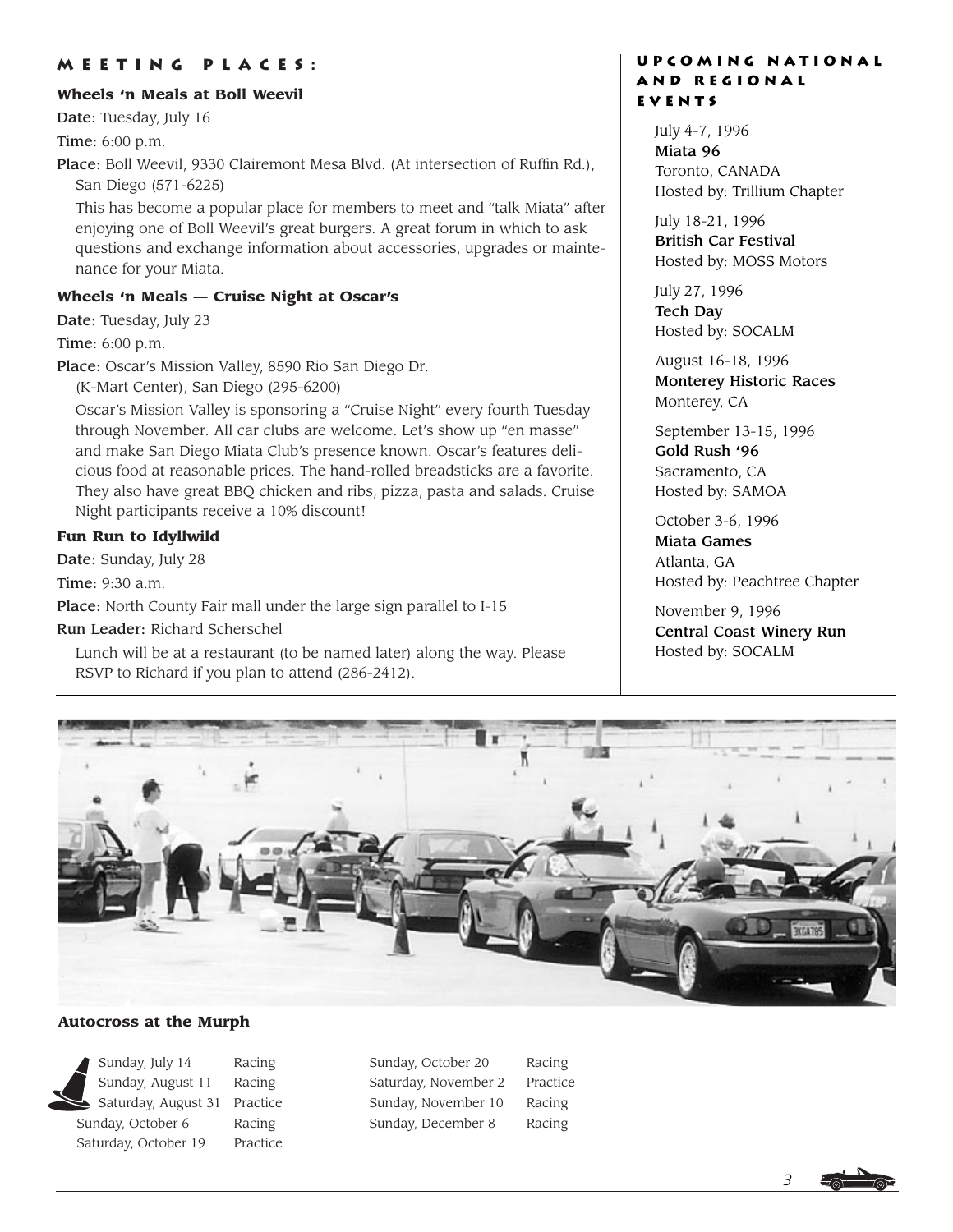## MEETING PLACES:

### Wheels 'n Meals at Boll Weevil

**Date:** Tuesday, July 16

**Time:** 6:00 p.m.

**Place:** Boll Weevil, 9330 Clairemont Mesa Blvd. (At intersection of Ruffin Rd.), San Diego (571-6225)

This has become a popular place for members to meet and "talk Miata" after enjoying one of Boll Weevil's great burgers. A great forum in which to ask questions and exchange information about accessories, upgrades or maintenance for your Miata.

### Wheels 'n Meals — Cruise Night at Oscar's

**Date:** Tuesday, July 23

**Time:** 6:00 p.m.

**Place:** Oscar's Mission Valley, 8590 Rio San Diego Dr. (K-Mart Center), San Diego (295-6200)

Oscar's Mission Valley is sponsoring a "Cruise Night" every fourth Tuesday through November. All car clubs are welcome. Let's show up "en masse" and make San Diego Miata Club's presence known. Oscar's features delicious food at reasonable prices. The hand-rolled breadsticks are a favorite. They also have great BBQ chicken and ribs, pizza, pasta and salads. Cruise Night participants receive a 10% discount!

### Fun Run to Idyllwild

**Date:** Sunday, July 28

**Time:** 9:30 a.m.

**Place:** North County Fair mall under the large sign parallel to I-15

**Run Leader:** Richard Scherschel

Lunch will be at a restaurant (to be named later) along the way. Please RSVP to Richard if you plan to attend (286-2412).

## UPCOMING NATIONAL AND REGIONAL EVENTS

July 4-7, 1996
**Miata 96**
Toronto, CANADA
Hosted by: Trillium Chapter

July 18-21, 1996
**British Car Festival**
Hosted by: MOSS Motors

July 27, 1996
**Tech Day**
Hosted by: SOCALM

August 16-18, 1996
**Monterey Historic Races**
Monterey, CA

September 13-15, 1996
**Gold Rush '96**
Sacramento, CA
Hosted by: SAMOA

October 3-6, 1996
**Miata Games**
Atlanta, GA
Hosted by: Peachtree Chapter

November 9, 1996
**Central Coast Winery Run**
Hosted by: SOCALM

### Autocross at the Murph

| | |
|---|---|
| Sunday, July 14 | Racing |
| Sunday, August 11 | Racing |
| Saturday, August 31 | Practice |
| Sunday, October 6 | Racing |
| Saturday, October 19 | Practice |
| Sunday, October 20 | Racing |
| Saturday, November 2 | Practice |
| Sunday, November 10 | Racing |
| Sunday, December 8 | Racing |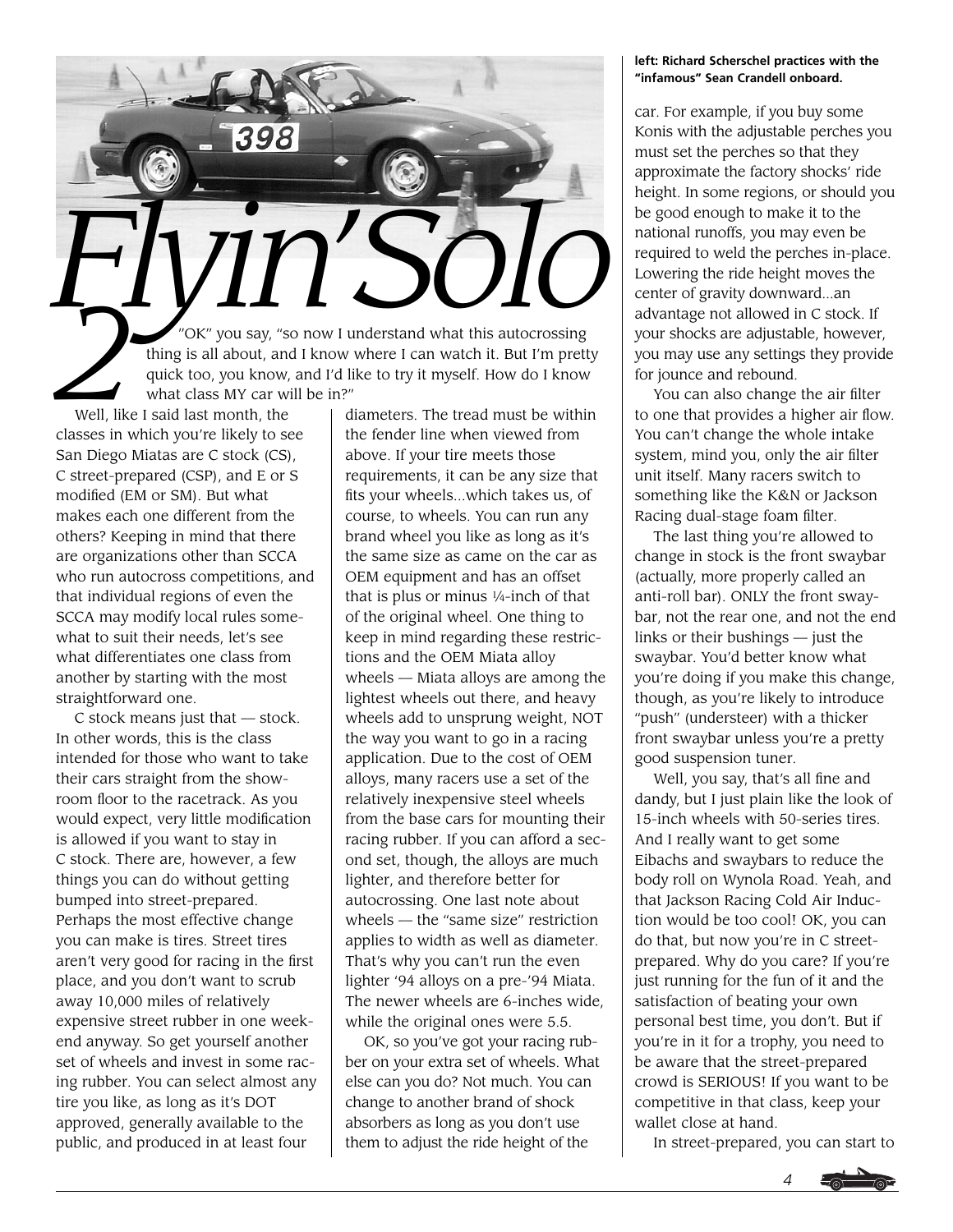# Flyin' Solo 2

"OK" you say, "so now I understand what this autocrossing thing is all about, and I know where I can watch it. But I'm pretty quick too, you know, and I'd like to try it myself. How do I know what class MY car will be in?"

Well, like I said last month, the classes in which you're likely to see San Diego Miatas are C stock (CS), C street-prepared (CSP), and E or S modified (EM or SM). But what makes each one different from the others? Keeping in mind that there are organizations other than SCCA who run autocross competitions, and that individual regions of even the SCCA may modify local rules somewhat to suit their needs, let's see what differentiates one class from another by starting with the most straightforward one.

C stock means just that — stock. In other words, this is the class intended for those who want to take their cars straight from the showroom floor to the racetrack. As you would expect, very little modification is allowed if you want to stay in C stock. There are, however, a few things you can do without getting bumped into street-prepared. Perhaps the most effective change you can make is tires. Street tires aren't very good for racing in the first place, and you don't want to scrub away 10,000 miles of relatively expensive street rubber in one weekend anyway. So get yourself another set of wheels and invest in some racing rubber. You can select almost any tire you like, as long as it's DOT approved, generally available to the public, and produced in at least four diameters. The tread must be within the fender line when viewed from above. If your tire meets those requirements, it can be any size that fits your wheels...which takes us, of course, to wheels. You can run any brand wheel you like as long as it's the same size as came on the car as OEM equipment and has an offset that is plus or minus ¼-inch of that of the original wheel. One thing to keep in mind regarding these restrictions and the OEM Miata alloy wheels — Miata alloys are among the lightest wheels out there, and heavy wheels add to unsprung weight, NOT the way you want to go in a racing application. Due to the cost of OEM alloys, many racers use a set of the relatively inexpensive steel wheels from the base cars for mounting their racing rubber. If you can afford a second set, though, the alloys are much lighter, and therefore better for autocrossing. One last note about wheels — the "same size" restriction applies to width as well as diameter. That's why you can't run the even lighter '94 alloys on a pre-'94 Miata. The newer wheels are 6-inches wide, while the original ones were 5.5.

OK, so you've got your racing rubber on your extra set of wheels. What else can you do? Not much. You can change to another brand of shock absorbers as long as you don't use them to adjust the ride height of the car. For example, if you buy some Konis with the adjustable perches you must set the perches so that they approximate the factory shocks' ride height. In some regions, or should you be good enough to make it to the national runoffs, you may even be required to weld the perches in-place. Lowering the ride height moves the center of gravity downward...an advantage not allowed in C stock. If your shocks are adjustable, however, you may use any settings they provide for jounce and rebound.

You can also change the air filter to one that provides a higher air flow. You can't change the whole intake system, mind you, only the air filter unit itself. Many racers switch to something like the K&N or Jackson Racing dual-stage foam filter.

The last thing you're allowed to change in stock is the front swaybar (actually, more properly called an anti-roll bar). ONLY the front swaybar, not the rear one, and not the end links or their bushings — just the swaybar. You'd better know what you're doing if you make this change, though, as you're likely to introduce "push" (understeer) with a thicker front swaybar unless you're a pretty good suspension tuner.

Well, you say, that's all fine and dandy, but I just plain like the look of 15-inch wheels with 50-series tires. And I really want to get some Eibachs and swaybars to reduce the body roll on Wynola Road. Yeah, and that Jackson Racing Cold Air Induction would be too cool! OK, you can do that, but now you're in C street-prepared. Why do you care? If you're just running for the fun of it and the satisfaction of beating your own personal best time, you don't. But if you're in it for a trophy, you need to be aware that the street-prepared crowd is SERIOUS! If you want to be competitive in that class, keep your wallet close at hand.

In street-prepared, you can start to

**left: Richard Scherschel practices with the "infamous" Sean Crandell onboard.**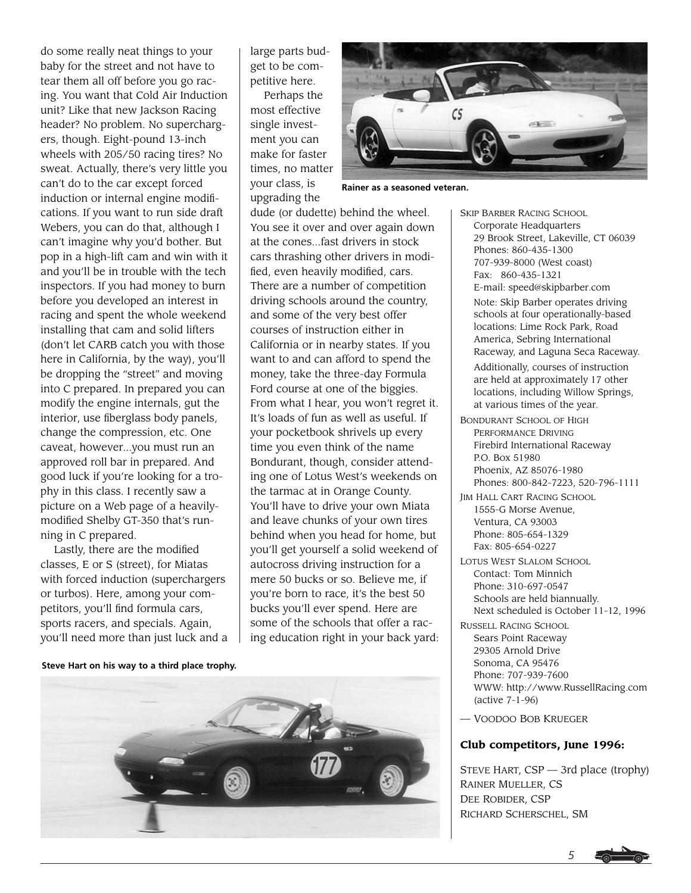do some really neat things to your baby for the street and not have to tear them all off before you go racing. You want that Cold Air Induction unit? Like that new Jackson Racing header? No problem. No superchargers, though. Eight-pound 13-inch wheels with 205/50 racing tires? No sweat. Actually, there's very little you can't do to the car except forced induction or internal engine modifications. If you want to run side draft Webers, you can do that, although I can't imagine why you'd bother. But pop in a high-lift cam and win with it and you'll be in trouble with the tech inspectors. If you had money to burn before you developed an interest in racing and spent the whole weekend installing that cam and solid lifters (don't let CARB catch you with those here in California, by the way), you'll be dropping the "street" and moving into C prepared. In prepared you can modify the engine internals, gut the interior, use fiberglass body panels, change the compression, etc. One caveat, however...you must run an approved roll bar in prepared. And good luck if you're looking for a trophy in this class. I recently saw a picture on a Web page of a heavily-modified Shelby GT-350 that's running in C prepared.

Lastly, there are the modified classes, E or S (street), for Miatas with forced induction (superchargers or turbos). Here, among your competitors, you'll find formula cars, sports racers, and specials. Again, you'll need more than just luck and a large parts budget to be competitive here.

Perhaps the most effective single investment you can make for faster times, no matter your class, is upgrading the dude (or dudette) behind the wheel. You see it over and over again down at the cones...fast drivers in stock cars thrashing other drivers in modified, even heavily modified, cars. There are a number of competition driving schools around the country, and some of the very best offer courses of instruction either in California or in nearby states. If you want to and can afford to spend the money, take the three-day Formula Ford course at one of the biggies. From what I hear, you won't regret it. It's loads of fun as well as useful. If your pocketbook shrivels up every time you even think of the name Bondurant, though, consider attending one of Lotus West's weekends on the tarmac at in Orange County. You'll have to drive your own Miata and leave chunks of your own tires behind when you head for home, but you'll get yourself a solid weekend of autocross driving instruction for a mere 50 bucks or so. Believe me, if you're born to race, it's the best 50 bucks you'll ever spend. Here are some of the schools that offer a racing education right in your back yard:

**Rainer as a seasoned veteran.**

**Steve Hart on his way to a third place trophy.**

SKIP BARBER RACING SCHOOL
Corporate Headquarters
29 Brook Street, Lakeville, CT 06039
Phones: 860-435-1300
707-939-8000 (West coast)
Fax: 860-435-1321
E-mail: speed@skipbarber.com

Note: Skip Barber operates driving schools at four operationally-based locations: Lime Rock Park, Road America, Sebring International Raceway, and Laguna Seca Raceway.

Additionally, courses of instruction are held at approximately 17 other locations, including Willow Springs, at various times of the year.

BONDURANT SCHOOL OF HIGH PERFORMANCE DRIVING
Firebird International Raceway
P.O. Box 51980
Phoenix, AZ 85076-1980
Phones: 800-842-7223, 520-796-1111

JIM HALL CART RACING SCHOOL
1555-G Morse Avenue,
Ventura, CA 93003
Phone: 805-654-1329
Fax: 805-654-0227

LOTUS WEST SLALOM SCHOOL
Contact: Tom Minnich
Phone: 310-697-0547
Schools are held biannually.
Next scheduled is October 11-12, 1996

RUSSELL RACING SCHOOL
Sears Point Raceway
29305 Arnold Drive
Sonoma, CA 95476
Phone: 707-939-7600
WWW: http://www.RussellRacing.com
(active 7-1-96)

— VOODOO BOB KRUEGER

**Club competitors, June 1996:**

STEVE HART, CSP — 3rd place (trophy)
RAINER MUELLER, CS
DEE ROBIDER, CSP
RICHARD SCHERSCHEL, SM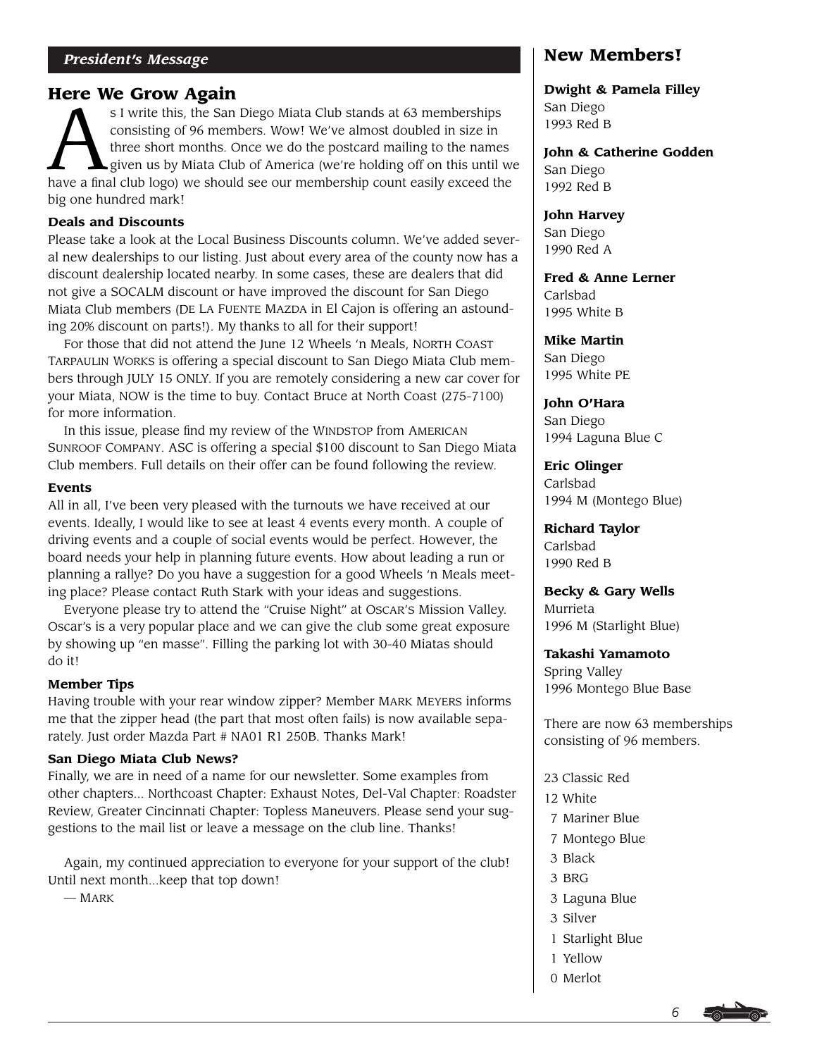*President's Message*

## Here We Grow Again

As I write this, the San Diego Miata Club stands at 63 memberships consisting of 96 members. Wow! We've almost doubled in size in three short months. Once we do the postcard mailing to the names given us by Miata Club of America (we're holding off on this until we have a final club logo) we should see our membership count easily exceed the big one hundred mark!

### Deals and Discounts

Please take a look at the Local Business Discounts column. We've added several new dealerships to our listing. Just about every area of the county now has a discount dealership located nearby. In some cases, these are dealers that did not give a SOCALM discount or have improved the discount for San Diego Miata Club members (DE LA FUENTE MAZDA in El Cajon is offering an astounding 20% discount on parts!). My thanks to all for their support!

For those that did not attend the June 12 Wheels 'n Meals, NORTH COAST TARPAULIN WORKS is offering a special discount to San Diego Miata Club members through JULY 15 ONLY. If you are remotely considering a new car cover for your Miata, NOW is the time to buy. Contact Bruce at North Coast (275-7100) for more information.

In this issue, please find my review of the WINDSTOP from AMERICAN SUNROOF COMPANY. ASC is offering a special $100 discount to San Diego Miata Club members. Full details on their offer can be found following the review.

### Events

All in all, I've been very pleased with the turnouts we have received at our events. Ideally, I would like to see at least 4 events every month. A couple of driving events and a couple of social events would be perfect. However, the board needs your help in planning future events. How about leading a run or planning a rallye? Do you have a suggestion for a good Wheels 'n Meals meeting place? Please contact Ruth Stark with your ideas and suggestions.

Everyone please try to attend the "Cruise Night" at OSCAR'S Mission Valley. Oscar's is a very popular place and we can give the club some great exposure by showing up "en masse". Filling the parking lot with 30-40 Miatas should do it!

### Member Tips

Having trouble with your rear window zipper? Member MARK MEYERS informs me that the zipper head (the part that most often fails) is now available separately. Just order Mazda Part # NA01 R1 250B. Thanks Mark!

### San Diego Miata Club News?

Finally, we are in need of a name for our newsletter. Some examples from other chapters... Northcoast Chapter: Exhaust Notes, Del-Val Chapter: Roadster Review, Greater Cincinnati Chapter: Topless Maneuvers. Please send your suggestions to the mail list or leave a message on the club line. Thanks!

Again, my continued appreciation to everyone for your support of the club! Until next month...keep that top down!

— MARK

## New Members!

**Dwight & Pamela Filley**
San Diego
1993 Red B

**John & Catherine Godden**
San Diego
1992 Red B

**John Harvey**
San Diego
1990 Red A

**Fred & Anne Lerner**
Carlsbad
1995 White B

**Mike Martin**
San Diego
1995 White PE

**John O'Hara**
San Diego
1994 Laguna Blue C

**Eric Olinger**
Carlsbad
1994 M (Montego Blue)

**Richard Taylor**
Carlsbad
1990 Red B

**Becky & Gary Wells**
Murrieta
1996 M (Starlight Blue)

**Takashi Yamamoto**
Spring Valley
1996 Montego Blue Base

There are now 63 memberships consisting of 96 members.

23 Classic Red
12 White
7 Mariner Blue
7 Montego Blue
3 Black
3 BRG
3 Laguna Blue
3 Silver
1 Starlight Blue
1 Yellow
0 Merlot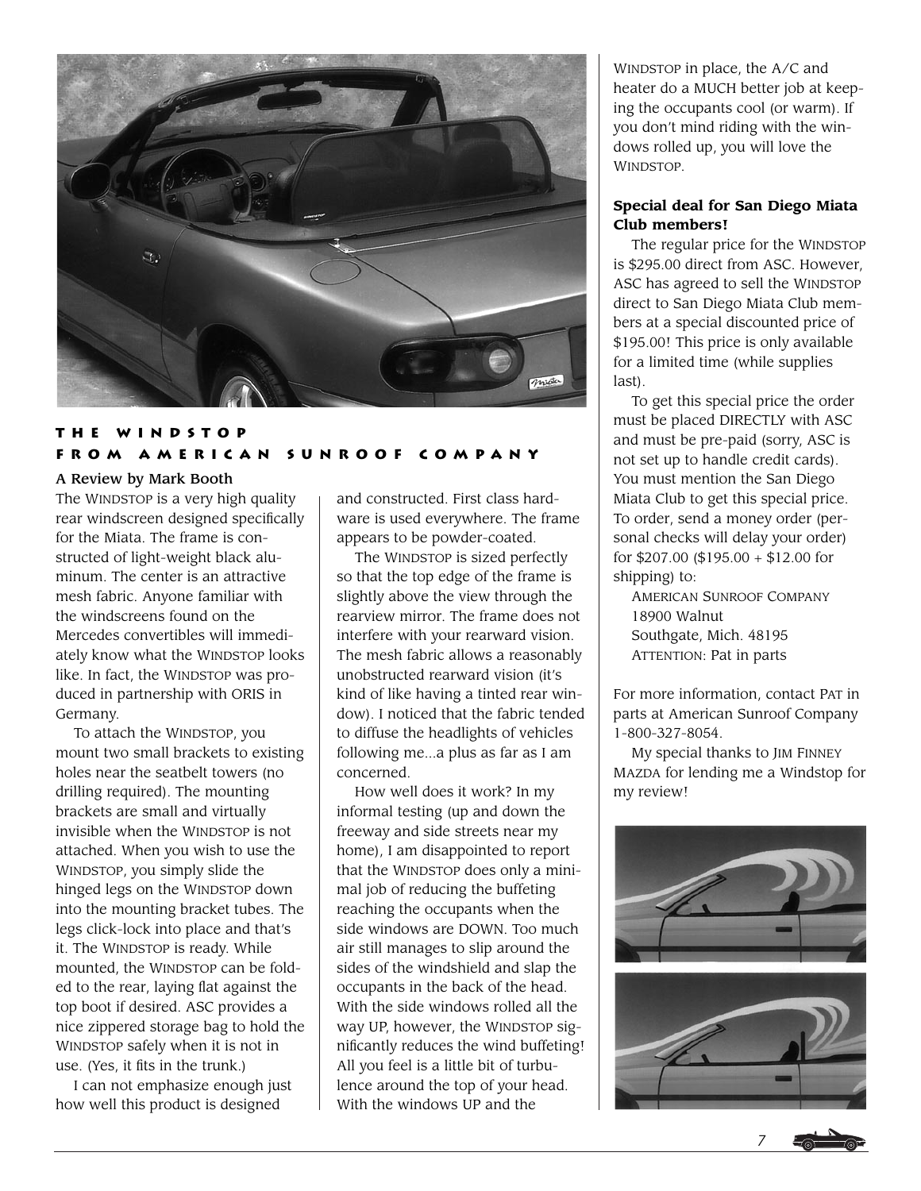## THE WINDSTOP FROM AMERICAN SUNROOF COMPANY

**A Review by Mark Booth**

The WINDSTOP is a very high quality rear windscreen designed specifically for the Miata. The frame is constructed of light-weight black aluminum. The center is an attractive mesh fabric. Anyone familiar with the windscreens found on the Mercedes convertibles will immediately know what the WINDSTOP looks like. In fact, the WINDSTOP was produced in partnership with ORIS in Germany.

To attach the WINDSTOP, you mount two small brackets to existing holes near the seatbelt towers (no drilling required). The mounting brackets are small and virtually invisible when the WINDSTOP is not attached. When you wish to use the WINDSTOP, you simply slide the hinged legs on the WINDSTOP down into the mounting bracket tubes. The legs click-lock into place and that's it. The WINDSTOP is ready. While mounted, the WINDSTOP can be folded to the rear, laying flat against the top boot if desired. ASC provides a nice zippered storage bag to hold the WINDSTOP safely when it is not in use. (Yes, it fits in the trunk.)

I can not emphasize enough just how well this product is designed and constructed. First class hardware is used everywhere. The frame appears to be powder-coated.

The WINDSTOP is sized perfectly so that the top edge of the frame is slightly above the view through the rearview mirror. The frame does not interfere with your rearward vision. The mesh fabric allows a reasonably unobstructed rearward vision (it's kind of like having a tinted rear window). I noticed that the fabric tended to diffuse the headlights of vehicles following me...a plus as far as I am concerned.

How well does it work? In my informal testing (up and down the freeway and side streets near my home), I am disappointed to report that the WINDSTOP does only a minimal job of reducing the buffeting reaching the occupants when the side windows are DOWN. Too much air still manages to slip around the sides of the windshield and slap the occupants in the back of the head. With the side windows rolled all the way UP, however, the WINDSTOP significantly reduces the wind buffeting! All you feel is a little bit of turbulence around the top of your head. With the windows UP and the WINDSTOP in place, the A/C and heater do a MUCH better job at keeping the occupants cool (or warm). If you don't mind riding with the windows rolled up, you will love the WINDSTOP.

**Special deal for San Diego Miata Club members!**

The regular price for the WINDSTOP is $295.00 direct from ASC. However, ASC has agreed to sell the WINDSTOP direct to San Diego Miata Club members at a special discounted price of $195.00! This price is only available for a limited time (while supplies last).

To get this special price the order must be placed DIRECTLY with ASC and must be pre-paid (sorry, ASC is not set up to handle credit cards). You must mention the San Diego Miata Club to get this special price. To order, send a money order (personal checks will delay your order) for $207.00 ($195.00 + $12.00 for shipping) to:

AMERICAN SUNROOF COMPANY
18900 Walnut
Southgate, Mich. 48195
ATTENTION: Pat in parts

For more information, contact PAT in parts at American Sunroof Company 1-800-327-8054.

My special thanks to JIM FINNEY MAZDA for lending me a Windstop for my review!